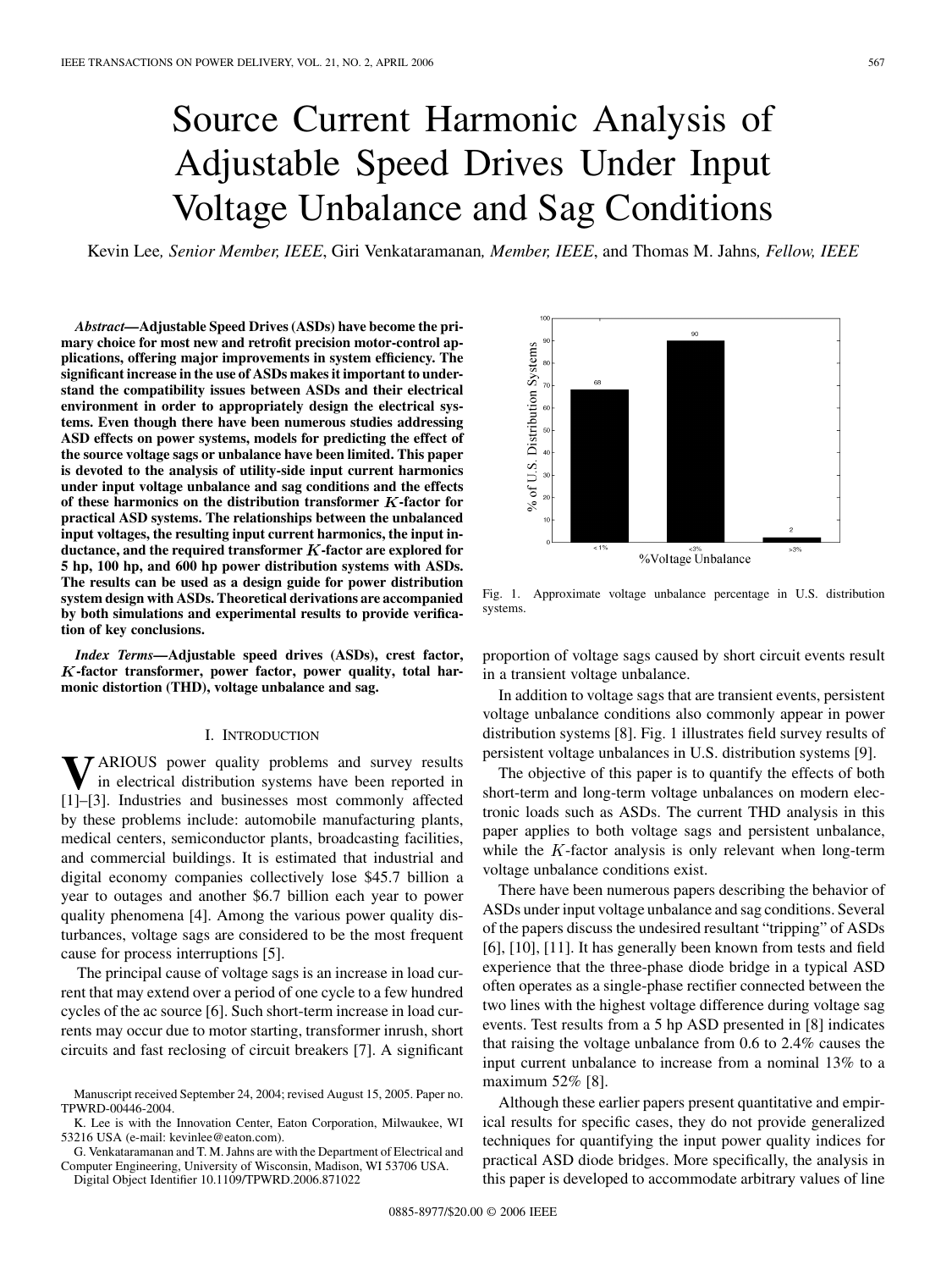# Source Current Harmonic Analysis of Adjustable Speed Drives Under Input Voltage Unbalance and Sag Conditions

Kevin Lee, *Senior Member, IEEE*, Giri Venkataramanan, *Member, IEEE*, and Thomas M. Jahns, *Fellow, IEEE*

***Abstract*—Adjustable Speed Drives (ASDs) have become the primary choice for most new and retrofit precision motor-control applications, offering major improvements in system efficiency. The significant increase in the use of ASDs makes it important to understand the compatibility issues between ASDs and their electrical environment in order to appropriately design the electrical systems. Even though there have been numerous studies addressing ASD effects on power systems, models for predicting the effect of the source voltage sags or unbalance have been limited. This paper is devoted to the analysis of utility-side input current harmonics under input voltage unbalance and sag conditions and the effects of these harmonics on the distribution transformer $K$-factor for practical ASD systems. The relationships between the unbalanced input voltages, the resulting input current harmonics, the input inductance, and the required transformer $K$-factor are explored for 5 hp, 100 hp, and 600 hp power distribution systems with ASDs. The results can be used as a design guide for power distribution system design with ASDs. Theoretical derivations are accompanied by both simulations and experimental results to provide verification of key conclusions.**

***Index Terms*—Adjustable speed drives (ASDs), crest factor, $K$-factor transformer, power factor, power quality, total harmonic distortion (THD), voltage unbalance and sag.**

## I. Introduction

VARIOUS power quality problems and survey results in electrical distribution systems have been reported in [1]–[3]. Industries and businesses most commonly affected by these problems include: automobile manufacturing plants, medical centers, semiconductor plants, broadcasting facilities, and commercial buildings. It is estimated that industrial and digital economy companies collectively lose \$45.7 billion a year to outages and another \$6.7 billion each year to power quality phenomena [4]. Among the various power quality disturbances, voltage sags are considered to be the most frequent cause for process interruptions [5].

The principal cause of voltage sags is an increase in load current that may extend over a period of one cycle to a few hundred cycles of the ac source [6]. Such short-term increase in load currents may occur due to motor starting, transformer inrush, short circuits and fast reclosing of circuit breakers [7]. A significant proportion of voltage sags caused by short circuit events result in a transient voltage unbalance.

In addition to voltage sags that are transient events, persistent voltage unbalance conditions also commonly appear in power distribution systems [8]. Fig. 1 illustrates field survey results of persistent voltage unbalances in U.S. distribution systems [9].

% of U.S. Distribution Systems
100
90
80
70
60
50
40
30
20
10
0
68
90
2
< 1%
<3%
>3%
%Voltage Unbalance

Fig. 1. Approximate voltage unbalance percentage in U.S. distribution systems.

The objective of this paper is to quantify the effects of both short-term and long-term voltage unbalances on modern electronic loads such as ASDs. The current THD analysis in this paper applies to both voltage sags and persistent unbalance, while the $K$-factor analysis is only relevant when long-term voltage unbalance conditions exist.

There have been numerous papers describing the behavior of ASDs under input voltage unbalance and sag conditions. Several of the papers discuss the undesired resultant "tripping" of ASDs [6], [10], [11]. It has generally been known from tests and field experience that the three-phase diode bridge in a typical ASD often operates as a single-phase rectifier connected between the two lines with the highest voltage difference during voltage sag events. Test results from a 5 hp ASD presented in [8] indicates that raising the voltage unbalance from 0.6 to 2.4% causes the input current unbalance to increase from a nominal 13% to a maximum 52% [8].

Although these earlier papers present quantitative and empirical results for specific cases, they do not provide generalized techniques for quantifying the input power quality indices for practical ASD diode bridges. More specifically, the analysis in this paper is developed to accommodate arbitrary values of line

Manuscript received September 24, 2004; revised August 15, 2005. Paper no. TPWRD-00446-2004.

K. Lee is with the Innovation Center, Eaton Corporation, Milwaukee, WI 53216 USA (e-mail: kevinlee@eaton.com).

G. Venkataramanan and T. M. Jahns are with the Department of Electrical and Computer Engineering, University of Wisconsin, Madison, WI 53706 USA.

Digital Object Identifier 10.1109/TPWRD.2006.871022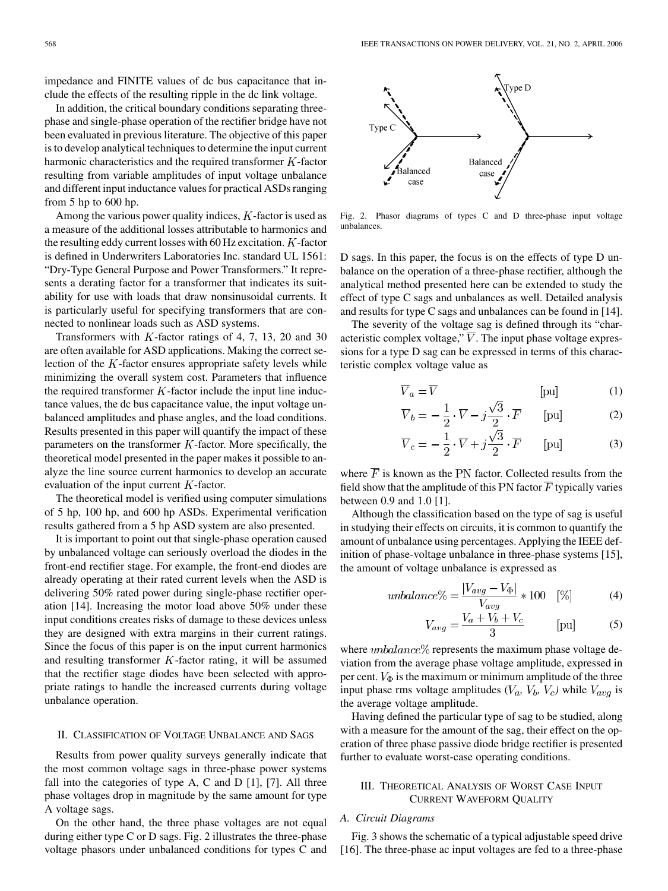impedance and FINITE values of dc bus capacitance that include the effects of the resulting ripple in the dc link voltage.

In addition, the critical boundary conditions separating three-phase and single-phase operation of the rectifier bridge have not been evaluated in previous literature. The objective of this paper is to develop analytical techniques to determine the input current harmonic characteristics and the required transformer $K$-factor resulting from variable amplitudes of input voltage unbalance and different input inductance values for practical ASDs ranging from 5 hp to 600 hp.

Among the various power quality indices, $K$-factor is used as a measure of the additional losses attributable to harmonics and the resulting eddy current losses with 60 Hz excitation. $K$-factor is defined in Underwriters Laboratories Inc. standard UL 1561: "Dry-Type General Purpose and Power Transformers." It represents a derating factor for a transformer that indicates its suitability for use with loads that draw nonsinusoidal currents. It is particularly useful for specifying transformers that are connected to nonlinear loads such as ASD systems.

Transformers with $K$-factor ratings of 4, 7, 13, 20 and 30 are often available for ASD applications. Making the correct selection of the $K$-factor ensures appropriate safety levels while minimizing the overall system cost. Parameters that influence the required transformer $K$-factor include the input line inductance values, the dc bus capacitance value, the input voltage unbalanced amplitudes and phase angles, and the load conditions. Results presented in this paper will quantify the impact of these parameters on the transformer $K$-factor. More specifically, the theoretical model presented in the paper makes it possible to analyze the line source current harmonics to develop an accurate evaluation of the input current $K$-factor.

The theoretical model is verified using computer simulations of 5 hp, 100 hp, and 600 hp ASDs. Experimental verification results gathered from a 5 hp ASD system are also presented.

It is important to point out that single-phase operation caused by unbalanced voltage can seriously overload the diodes in the front-end rectifier stage. For example, the front-end diodes are already operating at their rated current levels when the ASD is delivering 50% rated power during single-phase rectifier operation [14]. Increasing the motor load above 50% under these input conditions creates risks of damage to these devices unless they are designed with extra margins in their current ratings. Since the focus of this paper is on the input current harmonics and resulting transformer $K$-factor rating, it will be assumed that the rectifier stage diodes have been selected with appropriate ratings to handle the increased currents during voltage unbalance operation.

## II. Classification of Voltage Unbalance and Sags

Results from power quality surveys generally indicate that the most common voltage sags in three-phase power systems fall into the categories of type A, C and D [1], [7]. All three phase voltages drop in magnitude by the same amount for type A voltage sags.

On the other hand, the three phase voltages are not equal during either type C or D sags. Fig. 2 illustrates the three-phase voltage phasors under unbalanced conditions for types C and D sags. In this paper, the focus is on the effects of type D unbalance on the operation of a three-phase rectifier, although the analytical method presented here can be extended to study the effect of type C sags and unbalances as well. Detailed analysis and results for type C sags and unbalances can be found in [14].

Type C
Balanced case
Type D
Balanced case

Fig. 2. Phasor diagrams of types C and D three-phase input voltage unbalances.

The severity of the voltage sag is defined through its "characteristic complex voltage," $\overline{V}$. The input phase voltage expressions for a type D sag can be expressed in terms of this characteristic complex voltage value as

$$\overline{V}_a = \overline{V} \qquad \text{[pu]} \tag{1}$$

$$\overline{V}_b = -\frac{1}{2}\cdot\overline{V} - j\frac{\sqrt{3}}{2}\cdot\overline{F} \qquad \text{[pu]} \tag{2}$$

$$\overline{V}_c = -\frac{1}{2}\cdot\overline{V} + j\frac{\sqrt{3}}{2}\cdot\overline{F} \qquad \text{[pu]} \tag{3}$$

where $\overline{F}$ is known as the PN factor. Collected results from the field show that the amplitude of this PN factor $\overline{F}$ typically varies between 0.9 and 1.0 [1].

Although the classification based on the type of sag is useful in studying their effects on circuits, it is common to quantify the amount of unbalance using percentages. Applying the IEEE definition of phase-voltage unbalance in three-phase systems [15], the amount of voltage unbalance is expressed as

$$unbalance\% = \frac{|V_{avg} - V_{\Phi}|}{V_{avg}} * 100 \quad [\%] \tag{4}$$

$$V_{avg} = \frac{V_a + V_b + V_c}{3} \qquad \text{[pu]} \tag{5}$$

where $unbalance\%$ represents the maximum phase voltage deviation from the average phase voltage amplitude, expressed in per cent. $V_{\Phi}$ is the maximum or minimum amplitude of the three input phase rms voltage amplitudes ($V_a$, $V_b$, $V_c$) while $V_{avg}$ is the average voltage amplitude.

Having defined the particular type of sag to be studied, along with a measure for the amount of the sag, their effect on the operation of three phase passive diode bridge rectifier is presented further to evaluate worst-case operating conditions.

## III. Theoretical Analysis of Worst Case Input Current Waveform Quality

### A. Circuit Diagrams

Fig. 3 shows the schematic of a typical adjustable speed drive [16]. The three-phase ac input voltages are fed to a three-phase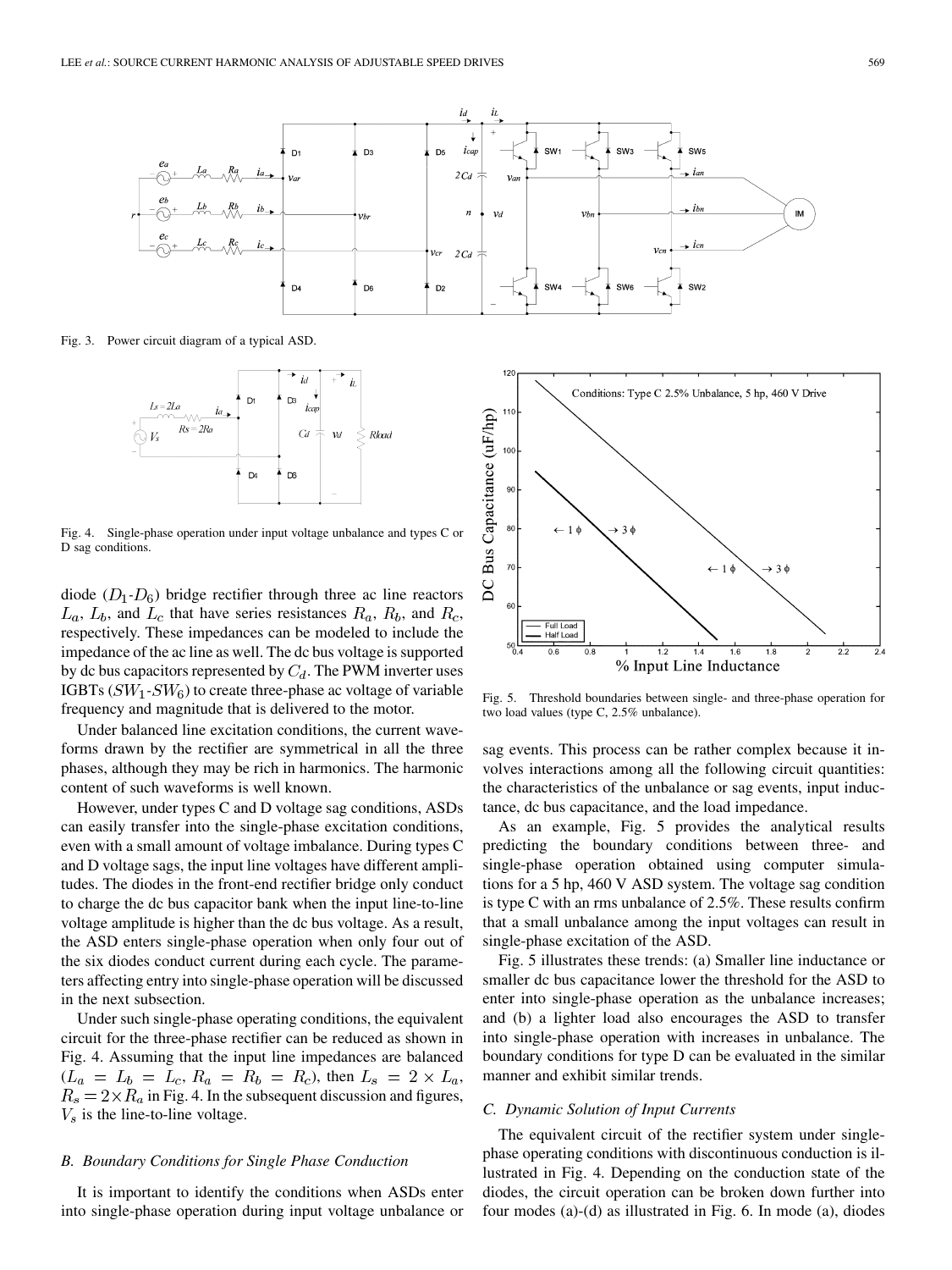Fig. 3. Power circuit diagram of a typical ASD.

Fig. 4. Single-phase operation under input voltage unbalance and types C or D sag conditions.

diode ($D_1$-$D_6$) bridge rectifier through three ac line reactors $L_a$, $L_b$, and $L_c$ that have series resistances $R_a$, $R_b$, and $R_c$, respectively. These impedances can be modeled to include the impedance of the ac line as well. The dc bus voltage is supported by dc bus capacitors represented by $C_d$. The PWM inverter uses IGBTs ($SW_1$-$SW_6$) to create three-phase ac voltage of variable frequency and magnitude that is delivered to the motor.

Under balanced line excitation conditions, the current waveforms drawn by the rectifier are symmetrical in all the three phases, although they may be rich in harmonics. The harmonic content of such waveforms is well known.

However, under types C and D voltage sag conditions, ASDs can easily transfer into the single-phase excitation conditions, even with a small amount of voltage imbalance. During types C and D voltage sags, the input line voltages have different amplitudes. The diodes in the front-end rectifier bridge only conduct to charge the dc bus capacitor bank when the input line-to-line voltage amplitude is higher than the dc bus voltage. As a result, the ASD enters single-phase operation when only four out of the six diodes conduct current during each cycle. The parameters affecting entry into single-phase operation will be discussed in the next subsection.

Under such single-phase operating conditions, the equivalent circuit for the three-phase rectifier can be reduced as shown in Fig. 4. Assuming that the input line impedances are balanced ($L_a = L_b = L_c$, $R_a = R_b = R_c$), then $L_s = 2 \times L_a$, $R_s = 2 \times R_a$ in Fig. 4. In the subsequent discussion and figures, $V_s$ is the line-to-line voltage.

### B. Boundary Conditions for Single Phase Conduction

It is important to identify the conditions when ASDs enter into single-phase operation during input voltage unbalance or sag events. This process can be rather complex because it involves interactions among all the following circuit quantities: the characteristics of the unbalance or sag events, input inductance, dc bus capacitance, and the load impedance.

Conditions: Type C 2.5% Unbalance, 5 hp, 460 V Drive

DC Bus Capacitance (uF/hp)

% Input Line Inductance

Full Load
Half Load

Fig. 5. Threshold boundaries between single- and three-phase operation for two load values (type C, 2.5% unbalance).

As an example, Fig. 5 provides the analytical results predicting the boundary conditions between three- and single-phase operation obtained using computer simulations for a 5 hp, 460 V ASD system. The voltage sag condition is type C with an rms unbalance of 2.5%. These results confirm that a small unbalance among the input voltages can result in single-phase excitation of the ASD.

Fig. 5 illustrates these trends: (a) Smaller line inductance or smaller dc bus capacitance lower the threshold for the ASD to enter into single-phase operation as the unbalance increases; and (b) a lighter load also encourages the ASD to transfer into single-phase operation with increases in unbalance. The boundary conditions for type D can be evaluated in the similar manner and exhibit similar trends.

### C. Dynamic Solution of Input Currents

The equivalent circuit of the rectifier system under single-phase operating conditions with discontinuous conduction is illustrated in Fig. 4. Depending on the conduction state of the diodes, the circuit operation can be broken down further into four modes (a)-(d) as illustrated in Fig. 6. In mode (a), diodes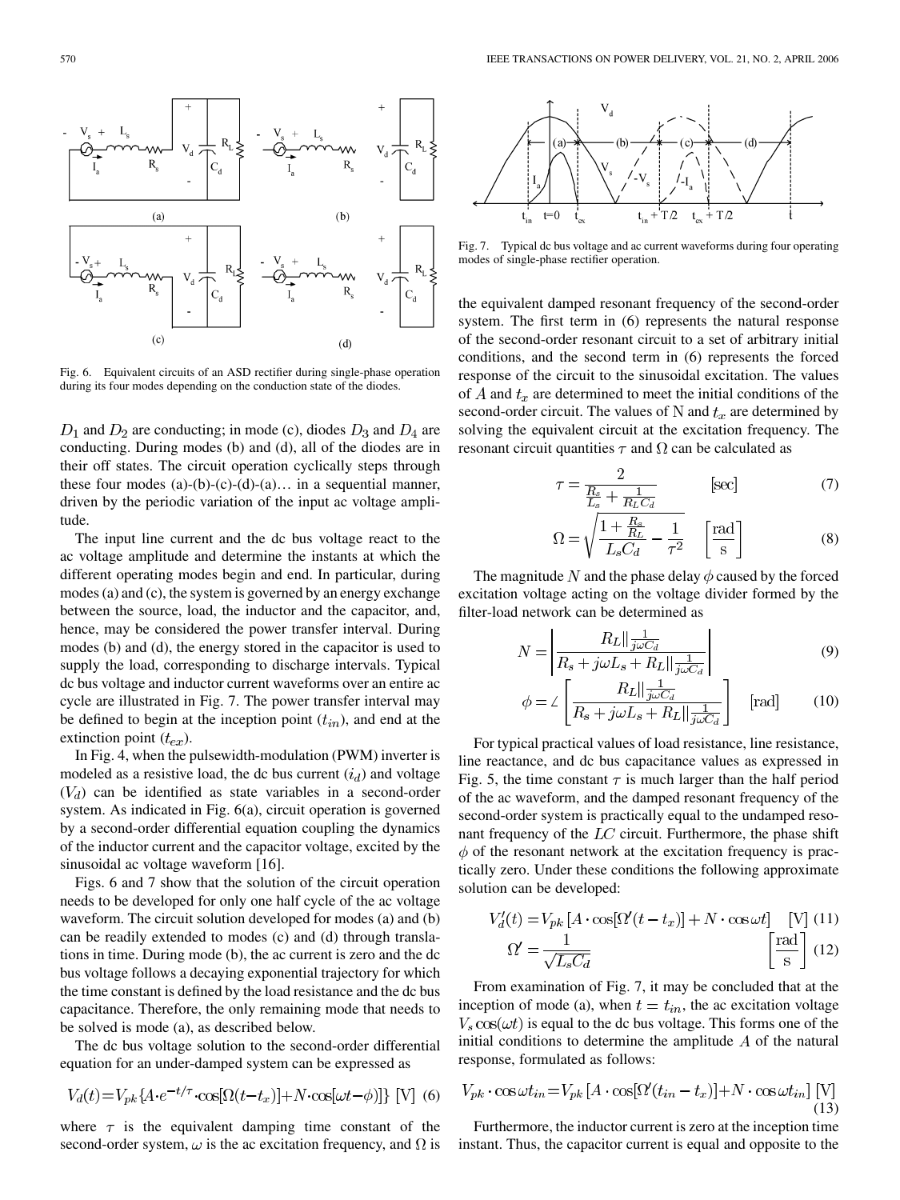Fig. 6. Equivalent circuits of an ASD rectifier during single-phase operation during its four modes depending on the conduction state of the diodes.

$D_1$ and $D_2$ are conducting; in mode (c), diodes $D_3$ and $D_4$ are conducting. During modes (b) and (d), all of the diodes are in their off states. The circuit operation cyclically steps through these four modes (a)-(b)-(c)-(d)-(a)… in a sequential manner, driven by the periodic variation of the input ac voltage amplitude.

The input line current and the dc bus voltage react to the ac voltage amplitude and determine the instants at which the different operating modes begin and end. In particular, during modes (a) and (c), the system is governed by an energy exchange between the source, load, the inductor and the capacitor, and, hence, may be considered the power transfer interval. During modes (b) and (d), the energy stored in the capacitor is used to supply the load, corresponding to discharge intervals. Typical dc bus voltage and inductor current waveforms over an entire ac cycle are illustrated in Fig. 7. The power transfer interval may be defined to begin at the inception point ($t_{in}$), and end at the extinction point ($t_{ex}$).

In Fig. 4, when the pulsewidth-modulation (PWM) inverter is modeled as a resistive load, the dc bus current ($i_d$) and voltage ($V_d$) can be identified as state variables in a second-order system. As indicated in Fig. 6(a), circuit operation is governed by a second-order differential equation coupling the dynamics of the inductor current and the capacitor voltage, excited by the sinusoidal ac voltage waveform [16].

Figs. 6 and 7 show that the solution of the circuit operation needs to be developed for only one half cycle of the ac voltage waveform. The circuit solution developed for modes (a) and (b) can be readily extended to modes (c) and (d) through translations in time. During mode (b), the ac current is zero and the dc bus voltage follows a decaying exponential trajectory for which the time constant is defined by the load resistance and the dc bus capacitance. Therefore, the only remaining mode that needs to be solved is mode (a), as described below.

The dc bus voltage solution to the second-order differential equation for an under-damped system can be expressed as

$$V_d(t) = V_{pk}\{A \cdot e^{-t/\tau} \cdot \cos[\Omega(t - t_x)] + N \cdot \cos[\omega t - \phi]\} \ [\mathrm{V}] \quad (6)$$

where $\tau$ is the equivalent damping time constant of the second-order system, $\omega$ is the ac excitation frequency, and $\Omega$ is

Fig. 7. Typical dc bus voltage and ac current waveforms during four operating modes of single-phase rectifier operation.

the equivalent damped resonant frequency of the second-order system. The first term in (6) represents the natural response of the second-order resonant circuit to a set of arbitrary initial conditions, and the second term in (6) represents the forced response of the circuit to the sinusoidal excitation. The values of $A$ and $t_x$ are determined to meet the initial conditions of the second-order circuit. The values of N and $t_x$ are determined by solving the equivalent circuit at the excitation frequency. The resonant circuit quantities $\tau$ and $\Omega$ can be calculated as

$$\tau = \frac{2}{\frac{R_s}{L_s} + \frac{1}{R_L C_d}} \qquad [\mathrm{sec}] \quad (7)$$

$$\Omega = \sqrt{\frac{1 + \frac{R_s}{R_L}}{L_s C_d} - \frac{1}{\tau^2}} \quad \left[\frac{\mathrm{rad}}{\mathrm{s}}\right] \quad (8)$$

The magnitude $N$ and the phase delay $\phi$ caused by the forced excitation voltage acting on the voltage divider formed by the filter-load network can be determined as

$$N = \left| \frac{R_L \| \frac{1}{j\omega C_d}}{R_s + j\omega L_s + R_L \| \frac{1}{j\omega C_d}} \right| \quad (9)$$

$$\phi = \angle \left[ \frac{R_L \| \frac{1}{j\omega C_d}}{R_s + j\omega L_s + R_L \| \frac{1}{j\omega C_d}} \right] \quad [\mathrm{rad}] \quad (10)$$

For typical practical values of load resistance, line resistance, line reactance, and dc bus capacitance values as expressed in Fig. 5, the time constant $\tau$ is much larger than the half period of the ac waveform, and the damped resonant frequency of the second-order system is practically equal to the undamped resonant frequency of the $LC$ circuit. Furthermore, the phase shift $\phi$ of the resonant network at the excitation frequency is practically zero. Under these conditions the following approximate solution can be developed:

$$V_d'(t) = V_{pk}\left[A \cdot \cos[\Omega'(t - t_x)] + N \cdot \cos \omega t\right] \quad [\mathrm{V}] \quad (11)$$

$$\Omega' = \frac{1}{\sqrt{L_s C_d}} \quad \left[\frac{\mathrm{rad}}{\mathrm{s}}\right] \quad (12)$$

From examination of Fig. 7, it may be concluded that at the inception of mode (a), when $t = t_{in}$, the ac excitation voltage $V_s \cos(\omega t)$ is equal to the dc bus voltage. This forms one of the initial conditions to determine the amplitude $A$ of the natural response, formulated as follows:

$$V_{pk} \cdot \cos \omega t_{in} = V_{pk}\left[A \cdot \cos[\Omega'(t_{in} - t_x)] + N \cdot \cos \omega t_{in}\right] \ [\mathrm{V}] \quad (13)$$

Furthermore, the inductor current is zero at the inception time instant. Thus, the capacitor current is equal and opposite to the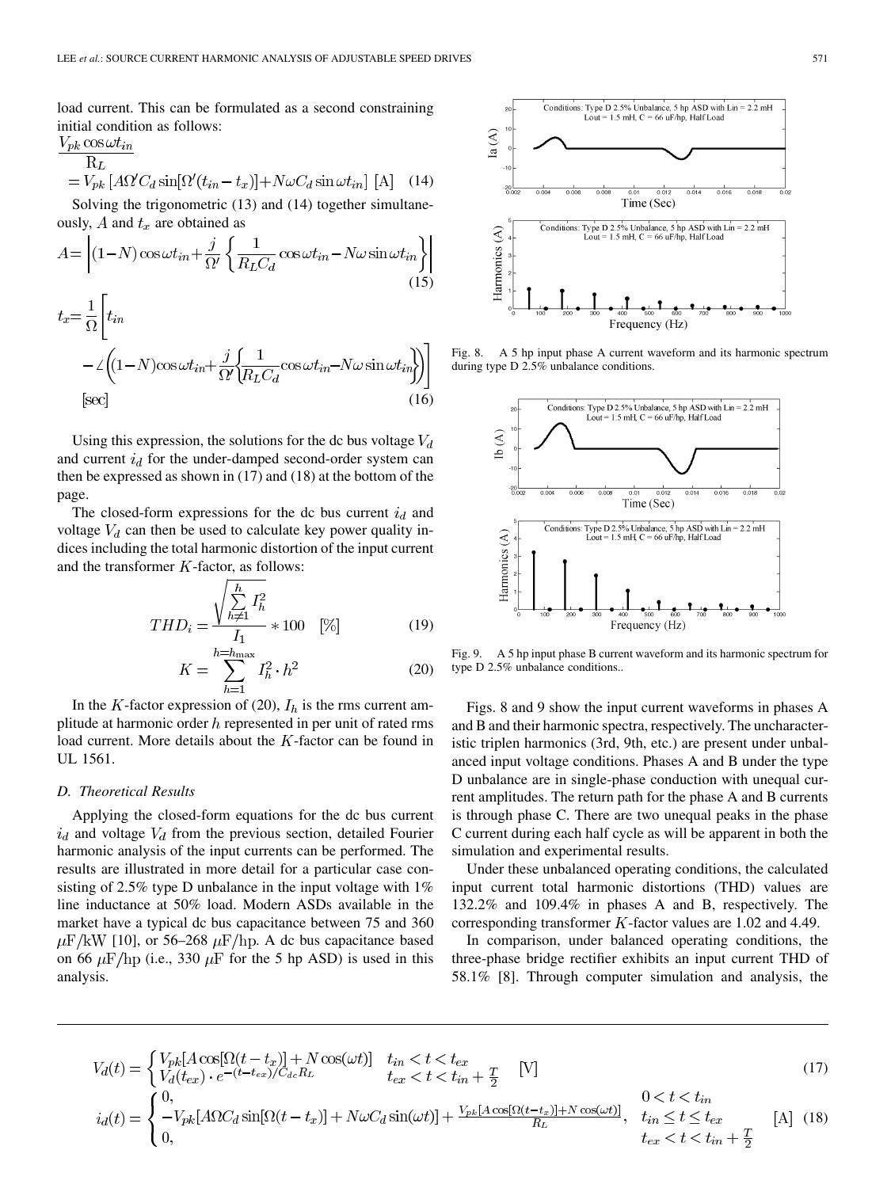load current. This can be formulated as a second constraining initial condition as follows:

$$\frac{V_{pk}\cos\omega t_{in}}{R_L} = V_{pk}\left[A\Omega' C_d \sin[\Omega'(t_{in}-t_x)] + N\omega C_d \sin\omega t_{in}\right] \text{ [A]} \quad (14)$$

Solving the trigonometric (13) and (14) together simultaneously, $A$ and $t_x$ are obtained as

$$A = \left|(1-N)\cos\omega t_{in} + \frac{j}{\Omega'}\left\{\frac{1}{R_L C_d}\cos\omega t_{in} - N\omega\sin\omega t_{in}\right\}\right| \quad (15)$$

$$t_x = \frac{1}{\Omega}\left[t_{in} - \angle\left((1-N)\cos\omega t_{in} + \frac{j}{\Omega'}\left\{\frac{1}{R_L C_d}\cos\omega t_{in} - N\omega\sin\omega t_{in}\right\}\right)\right] \text{ [sec]} \quad (16)$$

Using this expression, the solutions for the dc bus voltage $V_d$ and current $i_d$ for the under-damped second-order system can then be expressed as shown in (17) and (18) at the bottom of the page.

The closed-form expressions for the dc bus current $i_d$ and voltage $V_d$ can then be used to calculate key power quality indices including the total harmonic distortion of the input current and the transformer $K$-factor, as follows:

$$THD_i = \frac{\sqrt{\sum_{h \neq 1}^{h} I_h^2}}{I_1} * 100 \quad [\%] \quad (19)$$

$$K = \sum_{h=1}^{h=h_{\max}} I_h^2 \cdot h^2 \quad (20)$$

In the $K$-factor expression of (20), $I_h$ is the rms current amplitude at harmonic order $h$ represented in per unit of rated rms load current. More details about the $K$-factor can be found in UL 1561.

### D. Theoretical Results

Applying the closed-form equations for the dc bus current $i_d$ and voltage $V_d$ from the previous section, detailed Fourier harmonic analysis of the input currents can be performed. The results are illustrated in more detail for a particular case consisting of 2.5% type D unbalance in the input voltage with 1% line inductance at 50% load. Modern ASDs available in the market have a typical dc bus capacitance between 75 and 360 $\mu$F/kW [10], or 56–268 $\mu$F/hp. A dc bus capacitance based on 66 $\mu$F/hp (i.e., 330 $\mu$F for the 5 hp ASD) is used in this analysis.

Conditions: Type D 2.5% Unbalance, 5 hp ASD with Lin = 2.2 mH
Lout = 1.5 mH, C = 66 uF/hp, Half Load
Ia (A)
Time (Sec)
Harmonics (A)
Frequency (Hz)

Fig. 8. A 5 hp input phase A current waveform and its harmonic spectrum during type D 2.5% unbalance conditions.

Conditions: Type D 2.5% Unbalance, 5 hp ASD with Lin = 2.2 mH
Lout = 1.5 mH, C = 66 uF/hp, Half Load
Ib (A)
Time (Sec)
Harmonics (A)
Frequency (Hz)

Fig. 9. A 5 hp input phase B current waveform and its harmonic spectrum for type D 2.5% unbalance conditions..

Figs. 8 and 9 show the input current waveforms in phases A and B and their harmonic spectra, respectively. The uncharacteristic triplen harmonics (3rd, 9th, etc.) are present under unbalanced input voltage conditions. Phases A and B under the type D unbalance are in single-phase conduction with unequal current amplitudes. The return path for the phase A and B currents is through phase C. There are two unequal peaks in the phase C current during each half cycle as will be apparent in both the simulation and experimental results.

Under these unbalanced operating conditions, the calculated input current total harmonic distortions (THD) values are 132.2% and 109.4% in phases A and B, respectively. The corresponding transformer $K$-factor values are 1.02 and 4.49.

In comparison, under balanced operating conditions, the three-phase bridge rectifier exhibits an input current THD of 58.1% [8]. Through computer simulation and analysis, the

$$V_d(t) = \begin{cases} V_{pk}[A\cos[\Omega(t-t_x)] + N\cos(\omega t)] & t_{in} < t < t_{ex} \\ V_d(t_{ex}) \cdot e^{-(t-t_{ex})/C_{dc}R_L} & t_{ex} < t < t_{in} + \frac{T}{2} \end{cases} \quad \text{[V]} \quad (17)$$

$$i_d(t) = \begin{cases} 0, & 0 < t < t_{in} \\ -V_{pk}[A\Omega C_d \sin[\Omega(t-t_x)] + N\omega C_d \sin(\omega t)] + \frac{V_{pk}[A\cos[\Omega(t-t_x)] + N\cos(\omega t)]}{R_L}, & t_{in} \leq t \leq t_{ex} \\ 0, & t_{ex} < t < t_{in} + \frac{T}{2} \end{cases} \quad \text{[A]} \quad (18)$$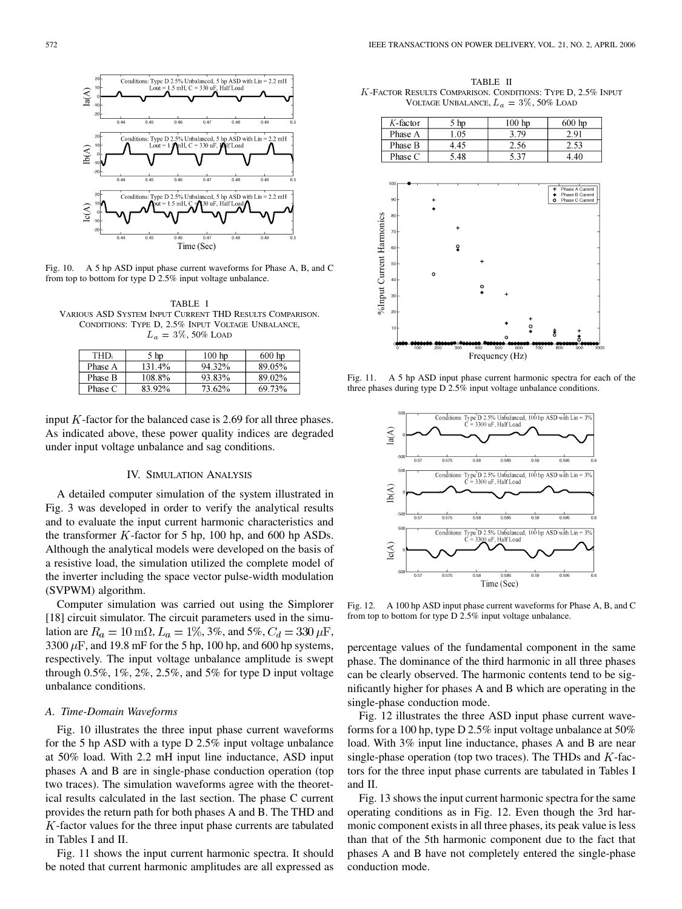Conditions: Type D 2.5% Unbalanced, 5 hp ASD with Lin = 2.2 mH Lout = 1.5 mH, C = 330 uF, Half Load

Ia(A)

Ib(A)

Ic(A)

Time (Sec)

Fig. 10. A 5 hp ASD input phase current waveforms for Phase A, B, and C from top to bottom for type D 2.5% input voltage unbalance.

TABLE I
VARIOUS ASD SYSTEM INPUT CURRENT THD RESULTS COMPARISON. CONDITIONS: TYPE D, 2.5% INPUT VOLTAGE UNBALANCE, $L_a = 3\%$, 50% LOAD

| $THD_i$ | 5 hp | 100 hp | 600 hp |
|---|---|---|---|
| Phase A | 131.4% | 94.32% | 89.05% |
| Phase B | 108.8% | 93.83% | 89.02% |
| Phase C | 83.92% | 73.62% | 69.73% |

input $K$-factor for the balanced case is 2.69 for all three phases. As indicated above, these power quality indices are degraded under input voltage unbalance and sag conditions.

## IV. Simulation Analysis

A detailed computer simulation of the system illustrated in Fig. 3 was developed in order to verify the analytical results and to evaluate the input current harmonic characteristics and the transformer $K$-factor for 5 hp, 100 hp, and 600 hp ASDs. Although the analytical models were developed on the basis of a resistive load, the simulation utilized the complete model of the inverter including the space vector pulse-width modulation (SVPWM) algorithm.

Computer simulation was carried out using the Simplorer [18] circuit simulator. The circuit parameters used in the simulation are $R_a = 10\ \text{m}\Omega$, $L_a = 1\%$, 3%, and 5%, $C_d = 330\ \mu\text{F}$, 3300 $\mu$F, and 19.8 mF for the 5 hp, 100 hp, and 600 hp systems, respectively. The input voltage unbalance amplitude is swept through 0.5%, 1%, 2%, 2.5%, and 5% for type D input voltage unbalance conditions.

### A. Time-Domain Waveforms

Fig. 10 illustrates the three input phase current waveforms for the 5 hp ASD with a type D 2.5% input voltage unbalance at 50% load. With 2.2 mH input line inductance, ASD input phases A and B are in single-phase conduction operation (top two traces). The simulation waveforms agree with the theoretical results calculated in the last section. The phase C current provides the return path for both phases A and B. The THD and $K$-factor values for the three input phase currents are tabulated in Tables I and II.

Fig. 11 shows the input current harmonic spectra. It should be noted that current harmonic amplitudes are all expressed as percentage values of the fundamental component in the same phase. The dominance of the third harmonic in all three phases can be clearly observed. The harmonic contents tend to be significantly higher for phases A and B which are operating in the single-phase conduction mode.

Fig. 12 illustrates the three ASD input phase current waveforms for a 100 hp, type D 2.5% input voltage unbalance at 50% load. With 3% input line inductance, phases A and B are near single-phase operation (top two traces). The THDs and $K$-factors for the three input phase currents are tabulated in Tables I and II.

Fig. 13 shows the input current harmonic spectra for the same operating conditions as in Fig. 12. Even though the 3rd harmonic component exists in all three phases, its peak value is less than that of the 5th harmonic component due to the fact that phases A and B have not completely entered the single-phase conduction mode.

TABLE II
$K$-FACTOR RESULTS COMPARISON. CONDITIONS: TYPE D, 2.5% INPUT VOLTAGE UNBALANCE, $L_a = 3\%$, 50% LOAD

| $K$-factor | 5 hp | 100 hp | 600 hp |
|---|---|---|---|
| Phase A | 1.05 | 3.79 | 2.91 |
| Phase B | 4.45 | 2.56 | 2.53 |
| Phase C | 5.48 | 5.37 | 4.40 |

Phase A Current
Phase B Current
Phase C Current

%Input Current Harmonics

Frequency (Hz)

Fig. 11. A 5 hp ASD input phase current harmonic spectra for each of the three phases during type D 2.5% input voltage unbalance conditions.

Conditions: Type D 2.5% Unbalanced, 100 hp ASD with Lin = 3% C = 3300 uF, Half Load

Ia(A)

Ib(A)

Ic(A)

Time (Sec)

Fig. 12. A 100 hp ASD input phase current waveforms for Phase A, B, and C from top to bottom for type D 2.5% input voltage unbalance.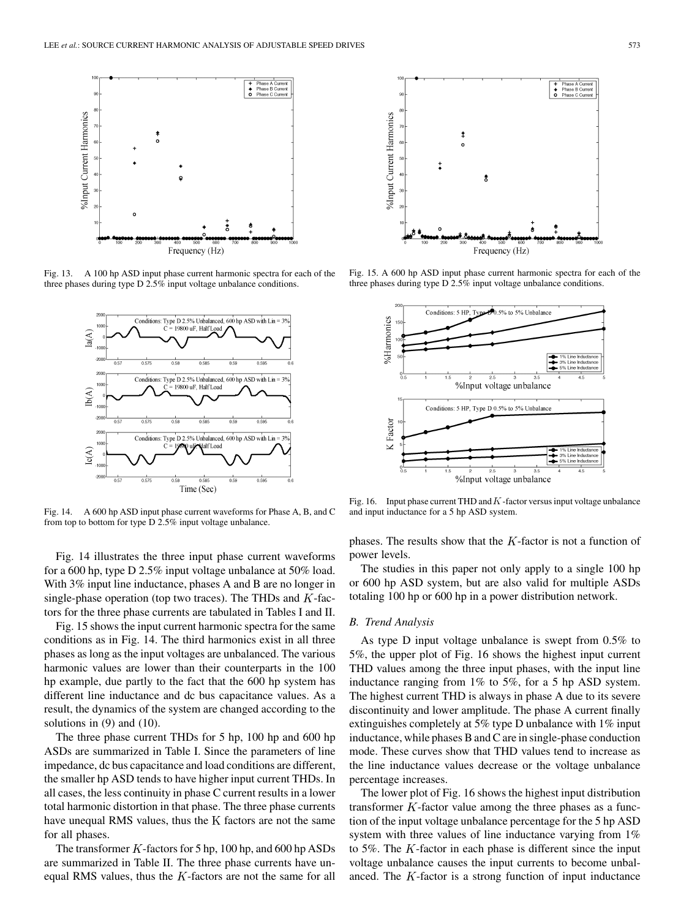Phase A Current
Phase B Current
Phase C Current

%Input Current Harmonics

Frequency (Hz)

Fig. 13. A 100 hp ASD input phase current harmonic spectra for each of the three phases during type D 2.5% input voltage unbalance conditions.

Conditions: Type D 2.5% Unbalanced, 600 hp ASD with Lin = 3%
C = 19800 uF, Half Load

Ia(A)

Ib(A)

Ic(A)

Time (Sec)

Fig. 14. A 600 hp ASD input phase current waveforms for Phase A, B, and C from top to bottom for type D 2.5% input voltage unbalance.

Fig. 14 illustrates the three input phase current waveforms for a 600 hp, type D 2.5% input voltage unbalance at 50% load. With 3% input line inductance, phases A and B are no longer in single-phase operation (top two traces). The THDs and $K$-factors for the three phase currents are tabulated in Tables I and II.

Fig. 15 shows the input current harmonic spectra for the same conditions as in Fig. 14. The third harmonics exist in all three phases as long as the input voltages are unbalanced. The various harmonic values are lower than their counterparts in the 100 hp example, due partly to the fact that the 600 hp system has different line inductance and dc bus capacitance values. As a result, the dynamics of the system are changed according to the solutions in (9) and (10).

The three phase current THDs for 5 hp, 100 hp and 600 hp ASDs are summarized in Table I. Since the parameters of line impedance, dc bus capacitance and load conditions are different, the smaller hp ASD tends to have higher input current THDs. In all cases, the less continuity in phase C current results in a lower total harmonic distortion in that phase. The three phase currents have unequal RMS values, thus the K factors are not the same for all phases.

The transformer $K$-factors for 5 hp, 100 hp, and 600 hp ASDs are summarized in Table II. The three phase currents have unequal RMS values, thus the $K$-factors are not the same for all

Phase A Current
Phase B Current
Phase C Current

%Input Current Harmonics

Frequency (Hz)

Fig. 15. A 600 hp ASD input phase current harmonic spectra for each of the three phases during type D 2.5% input voltage unbalance conditions.

Conditions: 5 HP, Type D 0.5% to 5% Unbalance

%Harmonics

1% Line Inductance
3% Line Inductance
5% Line Inductance

%Input voltage unbalance

Conditions: 5 HP, Type D 0.5% to 5% Unbalance

K Factor

1% Line Inductance
3% Line Inductance
5% Line Inductance

%Input voltage unbalance

Fig. 16. Input phase current THD and $K$-factor versus input voltage unbalance and input inductance for a 5 hp ASD system.

phases. The results show that the $K$-factor is not a function of power levels.

The studies in this paper not only apply to a single 100 hp or 600 hp ASD system, but are also valid for multiple ASDs totaling 100 hp or 600 hp in a power distribution network.

### B. Trend Analysis

As type D input voltage unbalance is swept from 0.5% to 5%, the upper plot of Fig. 16 shows the highest input current THD values among the three input phases, with the input line inductance ranging from 1% to 5%, for a 5 hp ASD system. The highest current THD is always in phase A due to its severe discontinuity and lower amplitude. The phase A current finally extinguishes completely at 5% type D unbalance with 1% input inductance, while phases B and C are in single-phase conduction mode. These curves show that THD values tend to increase as the line inductance values decrease or the voltage unbalance percentage increases.

The lower plot of Fig. 16 shows the highest input distribution transformer $K$-factor value among the three phases as a function of the input voltage unbalance percentage for the 5 hp ASD system with three values of line inductance varying from 1% to 5%. The $K$-factor in each phase is different since the input voltage unbalance causes the input currents to become unbalanced. The $K$-factor is a strong function of input inductance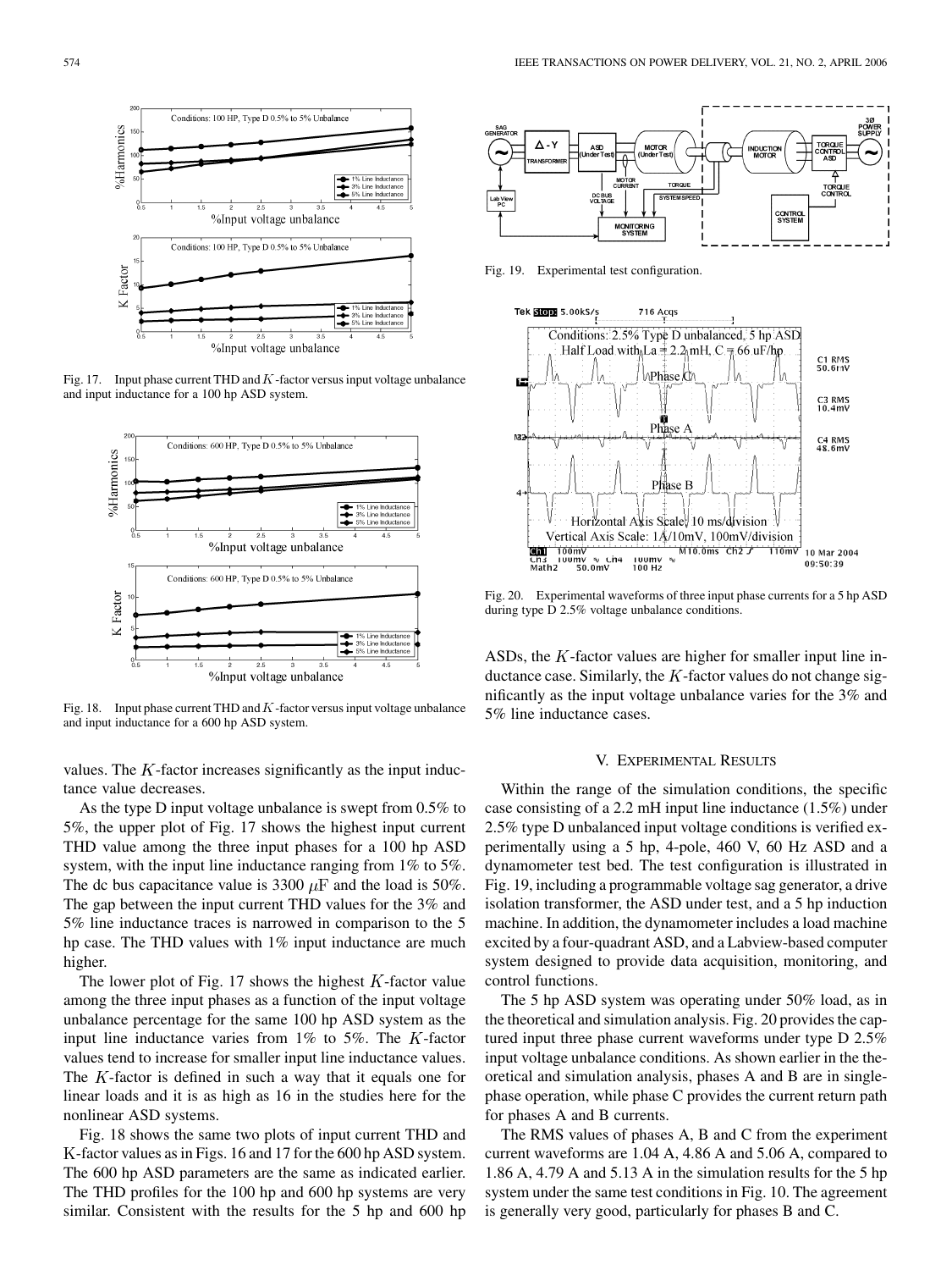Conditions: 100 HP, Type D 0.5% to 5% Unbalance

%Harmonics

200
150
100
50
0

0.5 1 1.5 2 2.5 3 3.5 4 4.5 5

%Input voltage unbalance

1% Line Inductance
3% Line Inductance
5% Line Inductance

Conditions: 100 HP, Type D 0.5% to 5% Unbalance

K Factor

20
15
10
5
0

0.5 1 1.5 2 2.5 3 3.5 4 4.5 5

%Input voltage unbalance

1% Line Inductance
3% Line Inductance
5% Line Inductance

Fig. 17. Input phase current THD and $K$-factor versus input voltage unbalance and input inductance for a 100 hp ASD system.

Conditions: 600 HP, Type D 0.5% to 5% Unbalance

%Harmonics

200
150
100
50
0

0.5 1 1.5 2 2.5 3 3.5 4 4.5 5

%Input voltage unbalance

1% Line Inductance
3% Line Inductance
5% Line Inductance

Conditions: 600 HP, Type D 0.5% to 5% Unbalance

K Factor

15
10
5
0

0.5 1 1.5 2 2.5 3 3.5 4 4.5 5

%Input voltage unbalance

1% Line Inductance
3% Line Inductance
5% Line Inductance

Fig. 18. Input phase current THD and $K$-factor versus input voltage unbalance and input inductance for a 600 hp ASD system.

values. The $K$-factor increases significantly as the input inductance value decreases.

As the type D input voltage unbalance is swept from 0.5% to 5%, the upper plot of Fig. 17 shows the highest input current THD value among the three input phases for a 100 hp ASD system, with the input line inductance ranging from 1% to 5%. The dc bus capacitance value is 3300 $\mu$F and the load is 50%. The gap between the input current THD values for the 3% and 5% line inductance traces is narrowed in comparison to the 5 hp case. The THD values with 1% input inductance are much higher.

The lower plot of Fig. 17 shows the highest $K$-factor value among the three input phases as a function of the input voltage unbalance percentage for the same 100 hp ASD system as the input line inductance varies from 1% to 5%. The $K$-factor values tend to increase for smaller input line inductance values. The $K$-factor is defined in such a way that it equals one for linear loads and it is as high as 16 in the studies here for the nonlinear ASD systems.

Fig. 18 shows the same two plots of input current THD and K-factor values as in Figs. 16 and 17 for the 600 hp ASD system. The 600 hp ASD parameters are the same as indicated earlier. The THD profiles for the 100 hp and 600 hp systems are very similar. Consistent with the results for the 5 hp and 600 hp ASDs, the $K$-factor values are higher for smaller input line inductance case. Similarly, the $K$-factor values do not change significantly as the input voltage unbalance varies for the 3% and 5% line inductance cases.

SAG GENERATOR
Δ - Y TRANSFORMER
ASD (Under Test)
MOTOR (Under Test)
INDUCTION MOTOR
TORQUE CONTROL ASD
3Ø POWER SUPPLY
MOTOR CURRENT
TORQUE
DC BUS VOLTAGE
SYSTEM SPEED
TORQUE CONTROL
Lab View PC
MONITORING SYSTEM
CONTROL SYSTEM

Fig. 19. Experimental test configuration.

Tek Stop: 5.00kS/s 716 Acqs

Conditions: 2.5% Type D unbalanced, 5 hp ASD
Half Load with La = 2.2 mH, C = 66 uF/hp

Phase C
Phase A
Phase B

C1 RMS 50.6mV
C3 RMS 10.4mV
C4 RMS 48.6mV

Horizontal Axis Scale: 10 ms/division
Vertical Axis Scale: 1A/10mV, 100mV/division

Ch1 100mV M10.0ms Ch2 ƒ 110mV
Ch3 100mV Ch4 100mV
Math2 50.0mV 100 Hz

10 Mar 2004
09:50:39

Fig. 20. Experimental waveforms of three input phase currents for a 5 hp ASD during type D 2.5% voltage unbalance conditions.

## V. Experimental Results

Within the range of the simulation conditions, the specific case consisting of a 2.2 mH input line inductance (1.5%) under 2.5% type D unbalanced input voltage conditions is verified experimentally using a 5 hp, 4-pole, 460 V, 60 Hz ASD and a dynamometer test bed. The test configuration is illustrated in Fig. 19, including a programmable voltage sag generator, a drive isolation transformer, the ASD under test, and a 5 hp induction machine. In addition, the dynamometer includes a load machine excited by a four-quadrant ASD, and a Labview-based computer system designed to provide data acquisition, monitoring, and control functions.

The 5 hp ASD system was operating under 50% load, as in the theoretical and simulation analysis. Fig. 20 provides the captured input three phase current waveforms under type D 2.5% input voltage unbalance conditions. As shown earlier in the theoretical and simulation analysis, phases A and B are in single-phase operation, while phase C provides the current return path for phases A and B currents.

The RMS values of phases A, B and C from the experiment current waveforms are 1.04 A, 4.86 A and 5.06 A, compared to 1.86 A, 4.79 A and 5.13 A in the simulation results for the 5 hp system under the same test conditions in Fig. 10. The agreement is generally very good, particularly for phases B and C.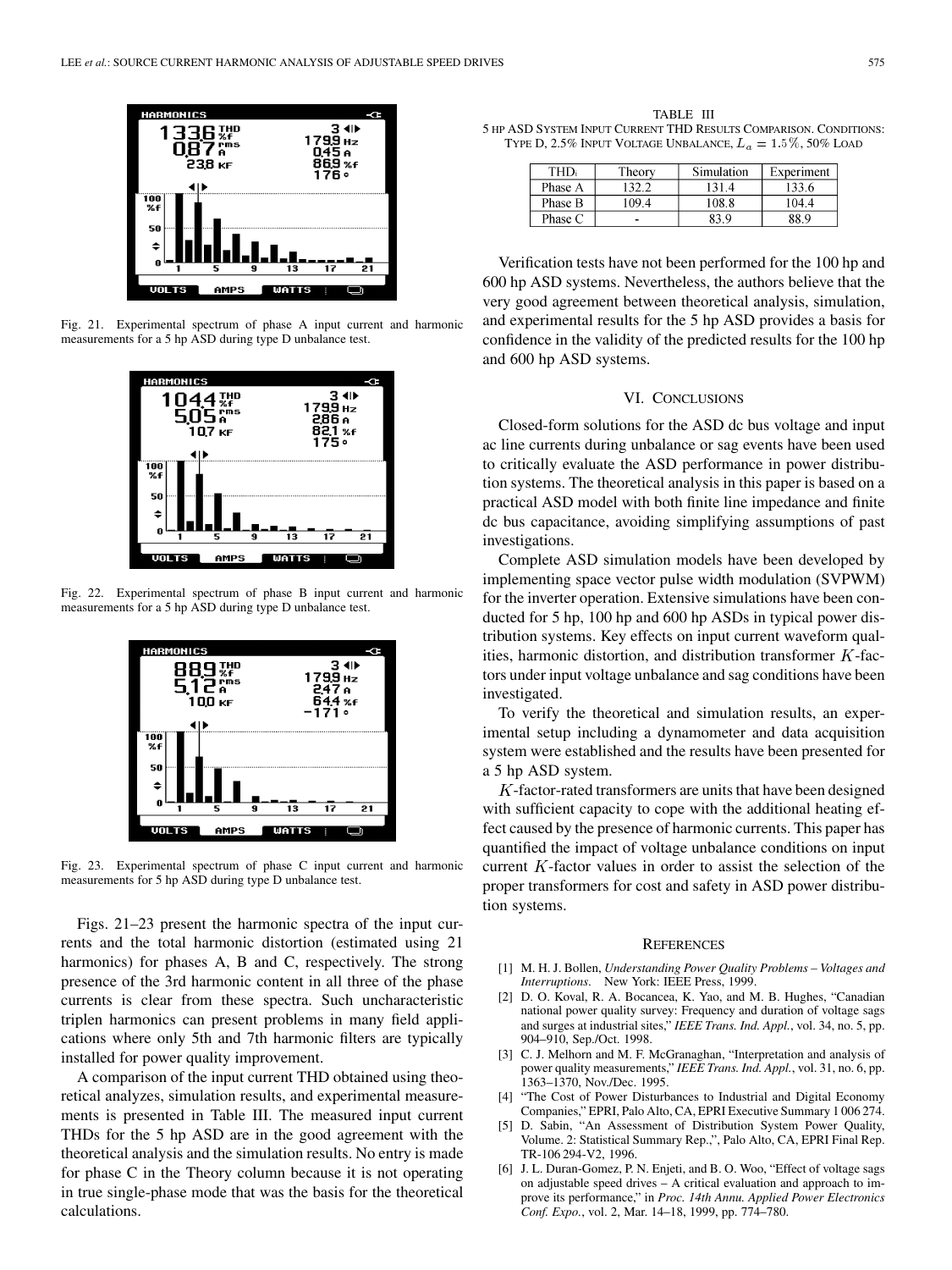HARMONICS

133.6 THD %f
0.87 rms A
23.8 KF

3
17.99 Hz
0.45 A
86.9 %f
176 °

100 %f
50
0
1 5 9 13 17 21

VOLTS AMPS WATTS

Fig. 21. Experimental spectrum of phase A input current and harmonic measurements for a 5 hp ASD during type D unbalance test.

HARMONICS

104.4 THD %f
5.05 rms A
10.7 KF

3
17.99 Hz
2.86 A
82.1 %f
175 °

100 %f
50
0
1 5 9 13 17 21

VOLTS AMPS WATTS

Fig. 22. Experimental spectrum of phase B input current and harmonic measurements for a 5 hp ASD during type D unbalance test.

HARMONICS

88.9 THD %f
5.12 rms A
10.0 KF

3
17.99 Hz
2.47 A
64.4 %f
-171 °

100 %f
50
0
1 5 9 13 17 21

VOLTS AMPS WATTS

Fig. 23. Experimental spectrum of phase C input current and harmonic measurements for 5 hp ASD during type D unbalance test.

Figs. 21–23 present the harmonic spectra of the input currents and the total harmonic distortion (estimated using 21 harmonics) for phases A, B and C, respectively. The strong presence of the 3rd harmonic content in all three of the phase currents is clear from these spectra. Such uncharacteristic triplen harmonics can present problems in many field applications where only 5th and 7th harmonic filters are typically installed for power quality improvement.

A comparison of the input current THD obtained using theoretical analyzes, simulation results, and experimental measurements is presented in Table III. The measured input current THDs for the 5 hp ASD are in the good agreement with the theoretical analysis and the simulation results. No entry is made for phase C in the Theory column because it is not operating in true single-phase mode that was the basis for the theoretical calculations.

TABLE III
5 HP ASD SYSTEM INPUT CURRENT THD RESULTS COMPARISON. CONDITIONS: TYPE D, 2.5% INPUT VOLTAGE UNBALANCE, $L_a = 1.5\%$, 50% LOAD

| $THD_i$ | Theory | Simulation | Experiment |
|---|---|---|---|
| Phase A | 132.2 | 131.4 | 133.6 |
| Phase B | 109.4 | 108.8 | 104.4 |
| Phase C | - | 83.9 | 88.9 |

Verification tests have not been performed for the 100 hp and 600 hp ASD systems. Nevertheless, the authors believe that the very good agreement between theoretical analysis, simulation, and experimental results for the 5 hp ASD provides a basis for confidence in the validity of the predicted results for the 100 hp and 600 hp ASD systems.

## VI. Conclusions

Closed-form solutions for the ASD dc bus voltage and input ac line currents during unbalance or sag events have been used to critically evaluate the ASD performance in power distribution systems. The theoretical analysis in this paper is based on a practical ASD model with both finite line impedance and finite dc bus capacitance, avoiding simplifying assumptions of past investigations.

Complete ASD simulation models have been developed by implementing space vector pulse width modulation (SVPWM) for the inverter operation. Extensive simulations have been conducted for 5 hp, 100 hp and 600 hp ASDs in typical power distribution systems. Key effects on input current waveform qualities, harmonic distortion, and distribution transformer $K$-factors under input voltage unbalance and sag conditions have been investigated.

To verify the theoretical and simulation results, an experimental setup including a dynamometer and data acquisition system were established and the results have been presented for a 5 hp ASD system.

$K$-factor-rated transformers are units that have been designed with sufficient capacity to cope with the additional heating effect caused by the presence of harmonic currents. This paper has quantified the impact of voltage unbalance conditions on input current $K$-factor values in order to assist the selection of the proper transformers for cost and safety in ASD power distribution systems.

## References

[1] M. H. J. Bollen, *Understanding Power Quality Problems – Voltages and Interruptions*. New York: IEEE Press, 1999.

[2] D. O. Koval, R. A. Bocancea, K. Yao, and M. B. Hughes, "Canadian national power quality survey: Frequency and duration of voltage sags and surges at industrial sites," *IEEE Trans. Ind. Appl.*, vol. 34, no. 5, pp. 904–910, Sep./Oct. 1998.

[3] C. J. Melhorn and M. F. McGranaghan, "Interpretation and analysis of power quality measurements," *IEEE Trans. Ind. Appl.*, vol. 31, no. 6, pp. 1363–1370, Nov./Dec. 1995.

[4] "The Cost of Power Disturbances to Industrial and Digital Economy Companies," EPRI, Palo Alto, CA, EPRI Executive Summary 1 006 274.

[5] D. Sabin, "An Assessment of Distribution System Power Quality, Volume. 2: Statistical Summary Rep.,", Palo Alto, CA, EPRI Final Rep. TR-106 294-V2, 1996.

[6] J. L. Duran-Gomez, P. N. Enjeti, and B. O. Woo, "Effect of voltage sags on adjustable speed drives – A critical evaluation and approach to improve its performance," in *Proc. 14th Annu. Applied Power Electronics Conf. Expo.*, vol. 2, Mar. 14–18, 1999, pp. 774–780.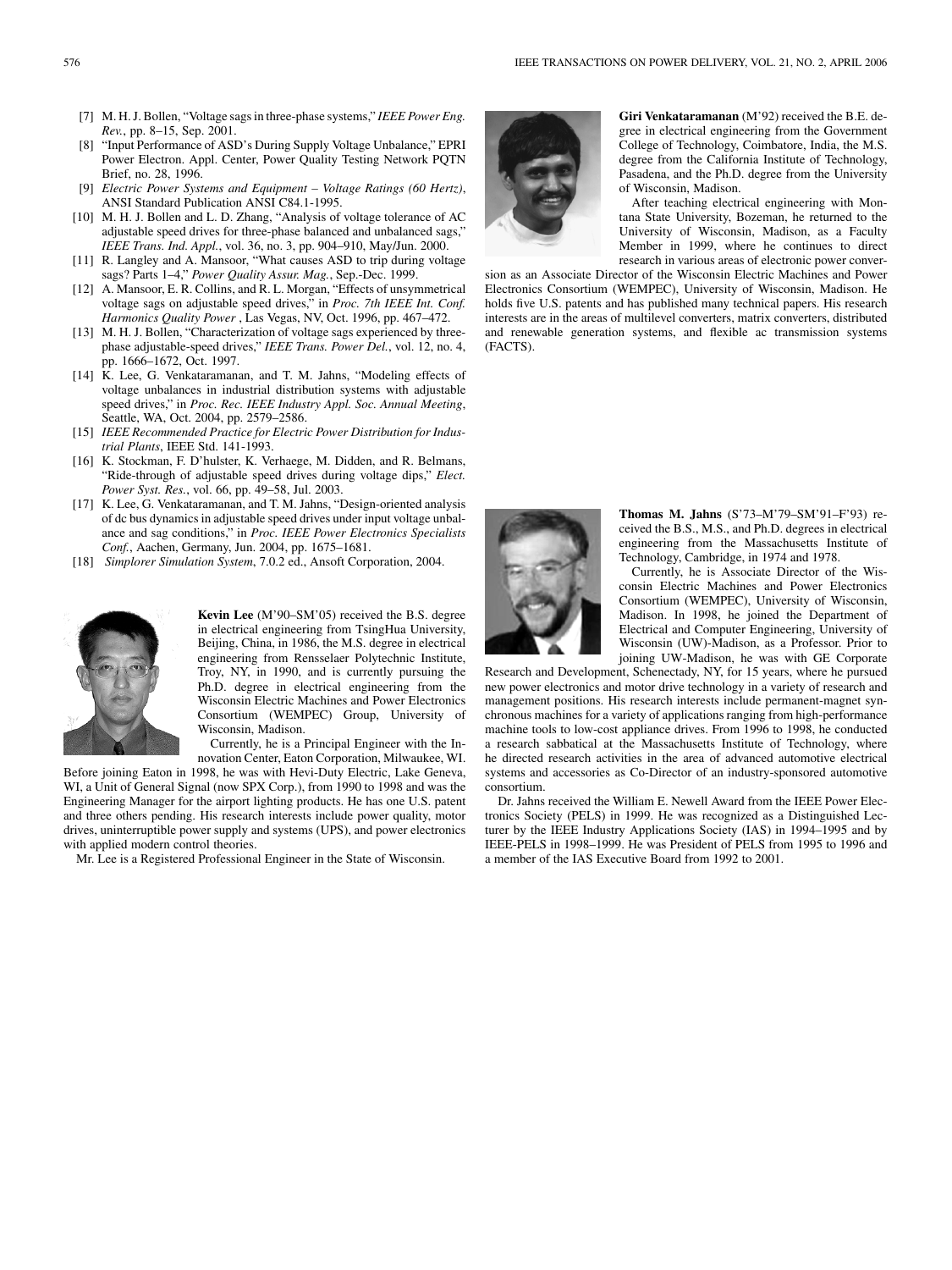[7] M. H. J. Bollen, "Voltage sags in three-phase systems," *IEEE Power Eng. Rev.*, pp. 8–15, Sep. 2001.

[8] "Input Performance of ASD's During Supply Voltage Unbalance," EPRI Power Electron. Appl. Center, Power Quality Testing Network PQTN Brief, no. 28, 1996.

[9] *Electric Power Systems and Equipment – Voltage Ratings (60 Hertz)*, ANSI Standard Publication ANSI C84.1-1995.

[10] M. H. J. Bollen and L. D. Zhang, "Analysis of voltage tolerance of AC adjustable speed drives for three-phase balanced and unbalanced sags," *IEEE Trans. Ind. Appl.*, vol. 36, no. 3, pp. 904–910, May/Jun. 2000.

[11] R. Langley and A. Mansoor, "What causes ASD to trip during voltage sags? Parts 1–4," *Power Quality Assur. Mag.*, Sep.-Dec. 1999.

[12] A. Mansoor, E. R. Collins, and R. L. Morgan, "Effects of unsymmetrical voltage sags on adjustable speed drives," in *Proc. 7th IEEE Int. Conf. Harmonics Quality Power* , Las Vegas, NV, Oct. 1996, pp. 467–472.

[13] M. H. J. Bollen, "Characterization of voltage sags experienced by three-phase adjustable-speed drives," *IEEE Trans. Power Del.*, vol. 12, no. 4, pp. 1666–1672, Oct. 1997.

[14] K. Lee, G. Venkataramanan, and T. M. Jahns, "Modeling effects of voltage unbalances in industrial distribution systems with adjustable speed drives," in *Proc. Rec. IEEE Industry Appl. Soc. Annual Meeting*, Seattle, WA, Oct. 2004, pp. 2579–2586.

[15] *IEEE Recommended Practice for Electric Power Distribution for Industrial Plants*, IEEE Std. 141-1993.

[16] K. Stockman, F. D'hulster, K. Verhaege, M. Didden, and R. Belmans, "Ride-through of adjustable speed drives during voltage dips," *Elect. Power Syst. Res.*, vol. 66, pp. 49–58, Jul. 2003.

[17] K. Lee, G. Venkataramanan, and T. M. Jahns, "Design-oriented analysis of dc bus dynamics in adjustable speed drives under input voltage unbalance and sag conditions," in *Proc. IEEE Power Electronics Specialists Conf.*, Aachen, Germany, Jun. 2004, pp. 1675–1681.

[18] *Simplorer Simulation System*, 7.0.2 ed., Ansoft Corporation, 2004.

**Kevin Lee** (M'90–SM'05) received the B.S. degree in electrical engineering from TsingHua University, Beijing, China, in 1986, the M.S. degree in electrical engineering from Rensselaer Polytechnic Institute, Troy, NY, in 1990, and is currently pursuing the Ph.D. degree in electrical engineering from the Wisconsin Electric Machines and Power Electronics Consortium (WEMPEC) Group, University of Wisconsin, Madison.

Currently, he is a Principal Engineer with the Innovation Center, Eaton Corporation, Milwaukee, WI. Before joining Eaton in 1998, he was with Hevi-Duty Electric, Lake Geneva, WI, a Unit of General Signal (now SPX Corp.), from 1990 to 1998 and was the Engineering Manager for the airport lighting products. He has one U.S. patent and three others pending. His research interests include power quality, motor drives, uninterruptible power supply and systems (UPS), and power electronics with applied modern control theories.

Mr. Lee is a Registered Professional Engineer in the State of Wisconsin.

**Giri Venkataramanan** (M'92) received the B.E. degree in electrical engineering from the Government College of Technology, Coimbatore, India, the M.S. degree from the California Institute of Technology, Pasadena, and the Ph.D. degree from the University of Wisconsin, Madison.

After teaching electrical engineering with Montana State University, Bozeman, he returned to the University of Wisconsin, Madison, as a Faculty Member in 1999, where he continues to direct research in various areas of electronic power conversion as an Associate Director of the Wisconsin Electric Machines and Power Electronics Consortium (WEMPEC), University of Wisconsin, Madison. He holds five U.S. patents and has published many technical papers. His research interests are in the areas of multilevel converters, matrix converters, distributed and renewable generation systems, and flexible ac transmission systems (FACTS).

**Thomas M. Jahns** (S'73–M'79–SM'91–F'93) received the B.S., M.S., and Ph.D. degrees in electrical engineering from the Massachusetts Institute of Technology, Cambridge, in 1974 and 1978.

Currently, he is Associate Director of the Wisconsin Electric Machines and Power Electronics Consortium (WEMPEC), University of Wisconsin, Madison. In 1998, he joined the Department of Electrical and Computer Engineering, University of Wisconsin (UW)-Madison, as a Professor. Prior to joining UW-Madison, he was with GE Corporate Research and Development, Schenectady, NY, for 15 years, where he pursued new power electronics and motor drive technology in a variety of research and management positions. His research interests include permanent-magnet synchronous machines for a variety of applications ranging from high-performance machine tools to low-cost appliance drives. From 1996 to 1998, he conducted a research sabbatical at the Massachusetts Institute of Technology, where he directed research activities in the area of advanced automotive electrical systems and accessories as Co-Director of an industry-sponsored automotive consortium.

Dr. Jahns received the William E. Newell Award from the IEEE Power Electronics Society (PELS) in 1999. He was recognized as a Distinguished Lecturer by the IEEE Industry Applications Society (IAS) in 1994–1995 and by IEEE-PELS in 1998–1999. He was President of PELS from 1995 to 1996 and a member of the IAS Executive Board from 1992 to 2001.